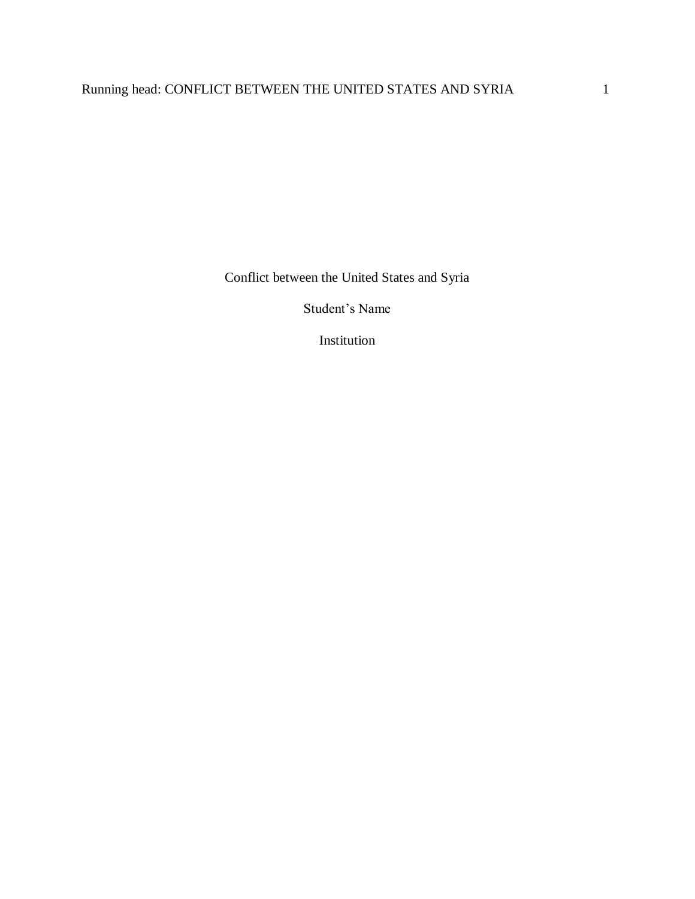Conflict between the United States and Syria

Student's Name

Institution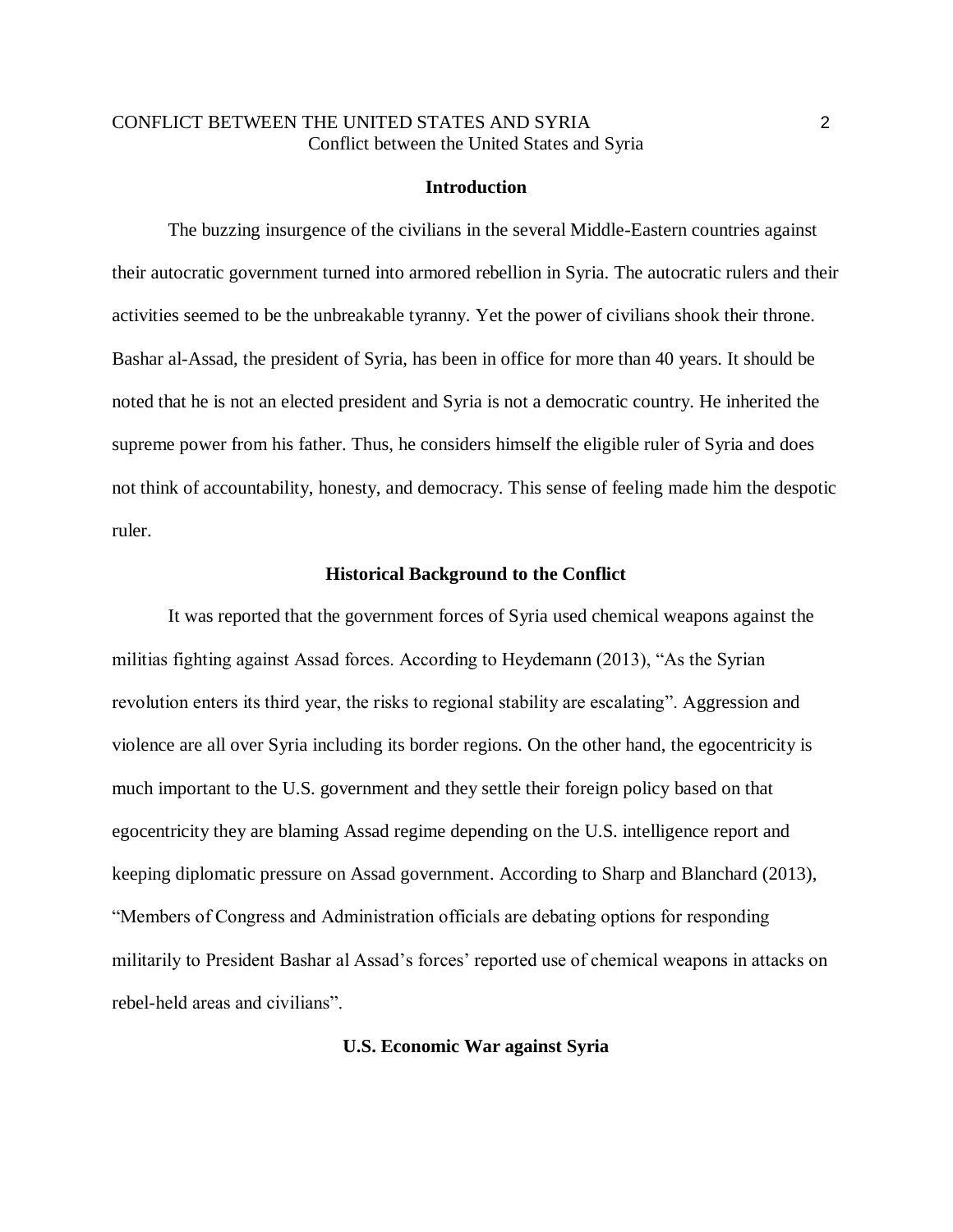# Conflict between the United States and Syria

## Introduction

The buzzing insurgence of the civilians in the several Middle-Eastern countries against their autocratic government turned into armored rebellion in Syria. The autocratic rulers and their activities seemed to be the unbreakable tyranny. Yet the power of civilians shook their throne. Bashar al-Assad, the president of Syria, has been in office for more than 40 years. It should be noted that he is not an elected president and Syria is not a democratic country. He inherited the supreme power from his father. Thus, he considers himself the eligible ruler of Syria and does not think of accountability, honesty, and democracy. This sense of feeling made him the despotic ruler.

## Historical Background to the Conflict

It was reported that the government forces of Syria used chemical weapons against the militias fighting against Assad forces. According to Heydemann (2013), "As the Syrian revolution enters its third year, the risks to regional stability are escalating". Aggression and violence are all over Syria including its border regions. On the other hand, the egocentricity is much important to the U.S. government and they settle their foreign policy based on that egocentricity they are blaming Assad regime depending on the U.S. intelligence report and keeping diplomatic pressure on Assad government. According to Sharp and Blanchard (2013), "Members of Congress and Administration officials are debating options for responding militarily to President Bashar al Assad's forces' reported use of chemical weapons in attacks on rebel-held areas and civilians".

## U.S. Economic War against Syria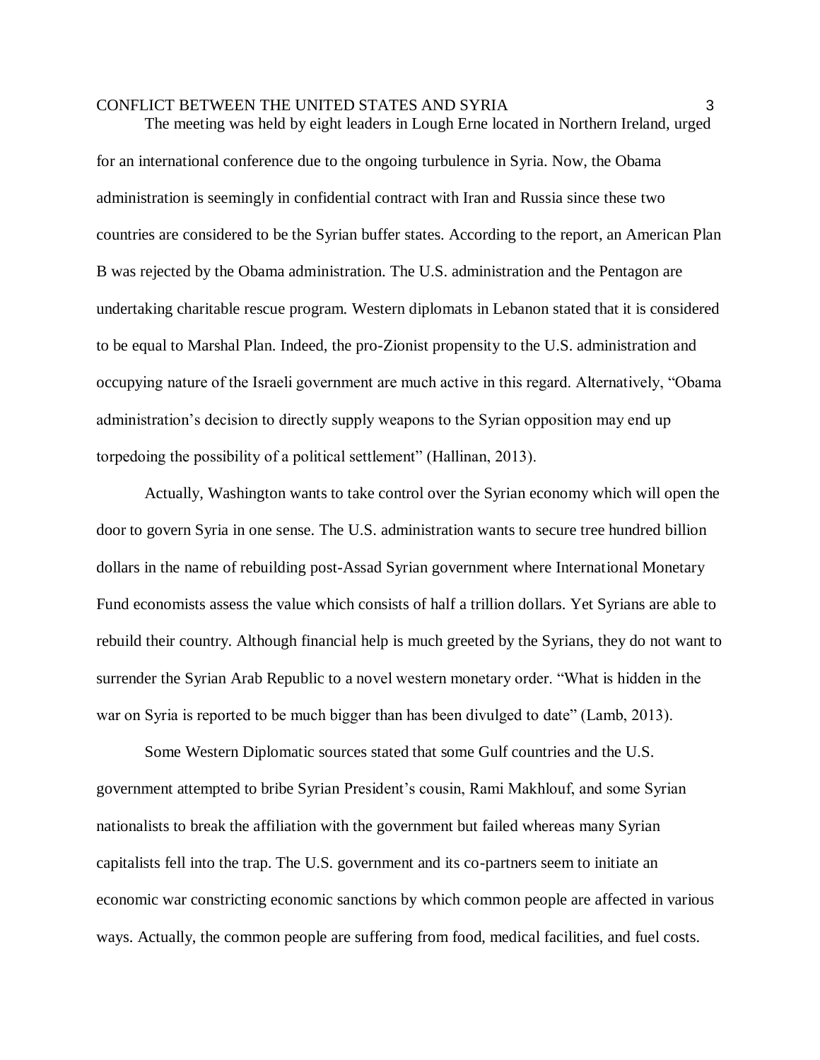The meeting was held by eight leaders in Lough Erne located in Northern Ireland, urged for an international conference due to the ongoing turbulence in Syria. Now, the Obama administration is seemingly in confidential contract with Iran and Russia since these two countries are considered to be the Syrian buffer states. According to the report, an American Plan B was rejected by the Obama administration. The U.S. administration and the Pentagon are undertaking charitable rescue program. Western diplomats in Lebanon stated that it is considered to be equal to Marshal Plan. Indeed, the pro-Zionist propensity to the U.S. administration and occupying nature of the Israeli government are much active in this regard. Alternatively, "Obama administration's decision to directly supply weapons to the Syrian opposition may end up torpedoing the possibility of a political settlement" (Hallinan, 2013).

Actually, Washington wants to take control over the Syrian economy which will open the door to govern Syria in one sense. The U.S. administration wants to secure tree hundred billion dollars in the name of rebuilding post-Assad Syrian government where International Monetary Fund economists assess the value which consists of half a trillion dollars. Yet Syrians are able to rebuild their country. Although financial help is much greeted by the Syrians, they do not want to surrender the Syrian Arab Republic to a novel western monetary order. "What is hidden in the war on Syria is reported to be much bigger than has been divulged to date" (Lamb, 2013).

Some Western Diplomatic sources stated that some Gulf countries and the U.S. government attempted to bribe Syrian President's cousin, Rami Makhlouf, and some Syrian nationalists to break the affiliation with the government but failed whereas many Syrian capitalists fell into the trap. The U.S. government and its co-partners seem to initiate an economic war constricting economic sanctions by which common people are affected in various ways. Actually, the common people are suffering from food, medical facilities, and fuel costs.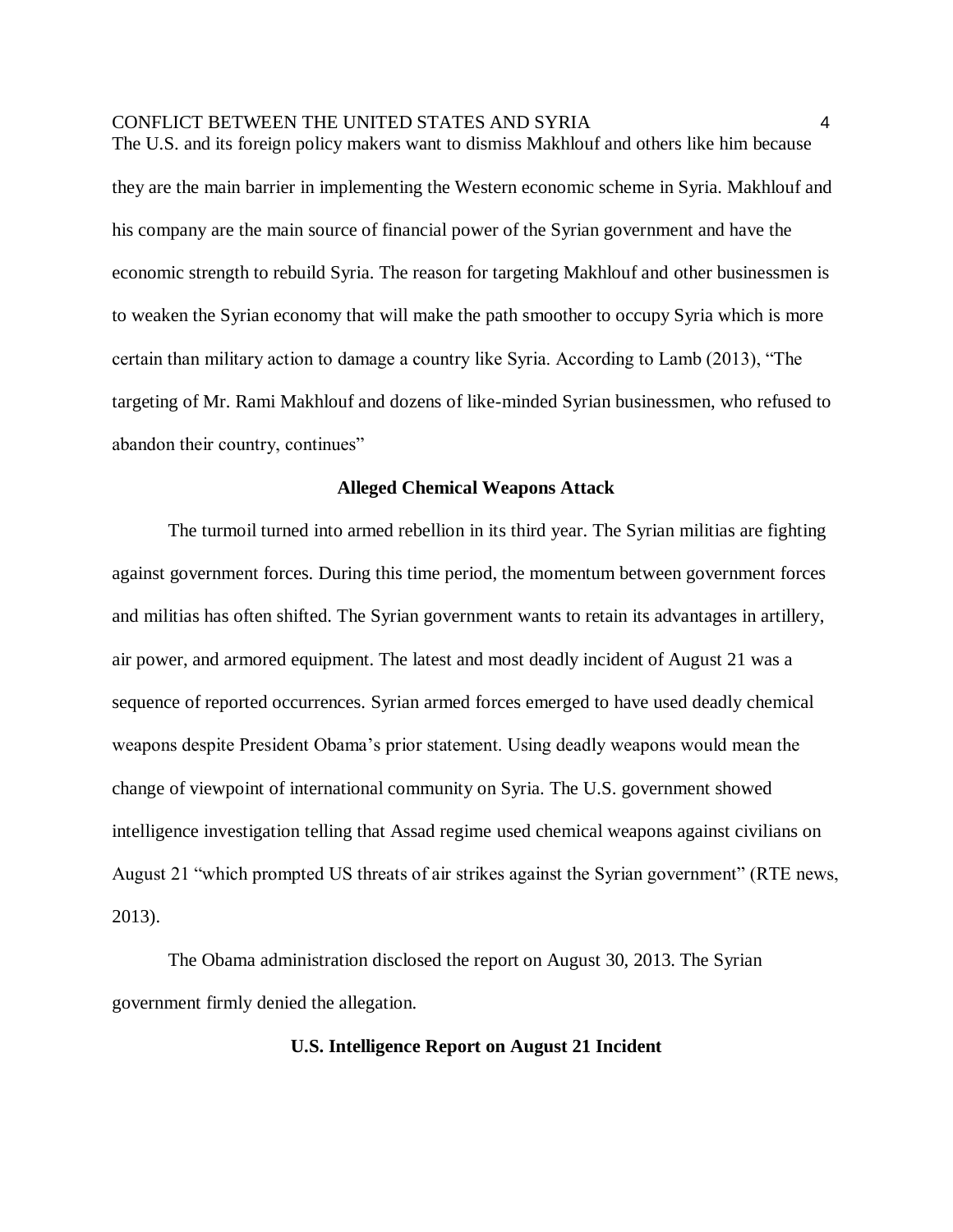The U.S. and its foreign policy makers want to dismiss Makhlouf and others like him because they are the main barrier in implementing the Western economic scheme in Syria. Makhlouf and his company are the main source of financial power of the Syrian government and have the economic strength to rebuild Syria. The reason for targeting Makhlouf and other businessmen is to weaken the Syrian economy that will make the path smoother to occupy Syria which is more certain than military action to damage a country like Syria. According to Lamb (2013), "The targeting of Mr. Rami Makhlouf and dozens of like-minded Syrian businessmen, who refused to abandon their country, continues"

**Alleged Chemical Weapons Attack**

The turmoil turned into armed rebellion in its third year. The Syrian militias are fighting against government forces. During this time period, the momentum between government forces and militias has often shifted. The Syrian government wants to retain its advantages in artillery, air power, and armored equipment. The latest and most deadly incident of August 21 was a sequence of reported occurrences. Syrian armed forces emerged to have used deadly chemical weapons despite President Obama's prior statement. Using deadly weapons would mean the change of viewpoint of international community on Syria. The U.S. government showed intelligence investigation telling that Assad regime used chemical weapons against civilians on August 21 "which prompted US threats of air strikes against the Syrian government" (RTE news, 2013).

The Obama administration disclosed the report on August 30, 2013. The Syrian government firmly denied the allegation.

**U.S. Intelligence Report on August 21 Incident**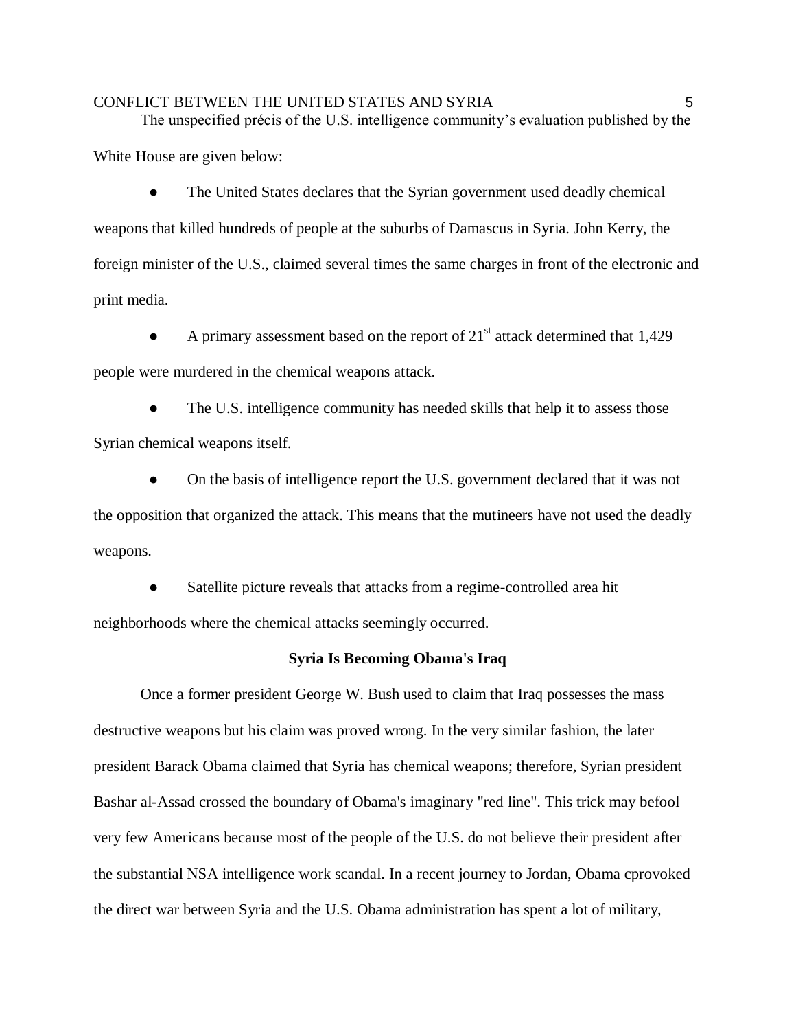The unspecified précis of the U.S. intelligence community's evaluation published by the White House are given below:

- The United States declares that the Syrian government used deadly chemical weapons that killed hundreds of people at the suburbs of Damascus in Syria. John Kerry, the foreign minister of the U.S., claimed several times the same charges in front of the electronic and print media.
- A primary assessment based on the report of 21st attack determined that 1,429 people were murdered in the chemical weapons attack.
- The U.S. intelligence community has needed skills that help it to assess those Syrian chemical weapons itself.
- On the basis of intelligence report the U.S. government declared that it was not the opposition that organized the attack. This means that the mutineers have not used the deadly weapons.
- Satellite picture reveals that attacks from a regime-controlled area hit neighborhoods where the chemical attacks seemingly occurred.

**Syria Is Becoming Obama's Iraq**

Once a former president George W. Bush used to claim that Iraq possesses the mass destructive weapons but his claim was proved wrong. In the very similar fashion, the later president Barack Obama claimed that Syria has chemical weapons; therefore, Syrian president Bashar al-Assad crossed the boundary of Obama's imaginary "red line". This trick may befool very few Americans because most of the people of the U.S. do not believe their president after the substantial NSA intelligence work scandal. In a recent journey to Jordan, Obama cprovoked the direct war between Syria and the U.S. Obama administration has spent a lot of military,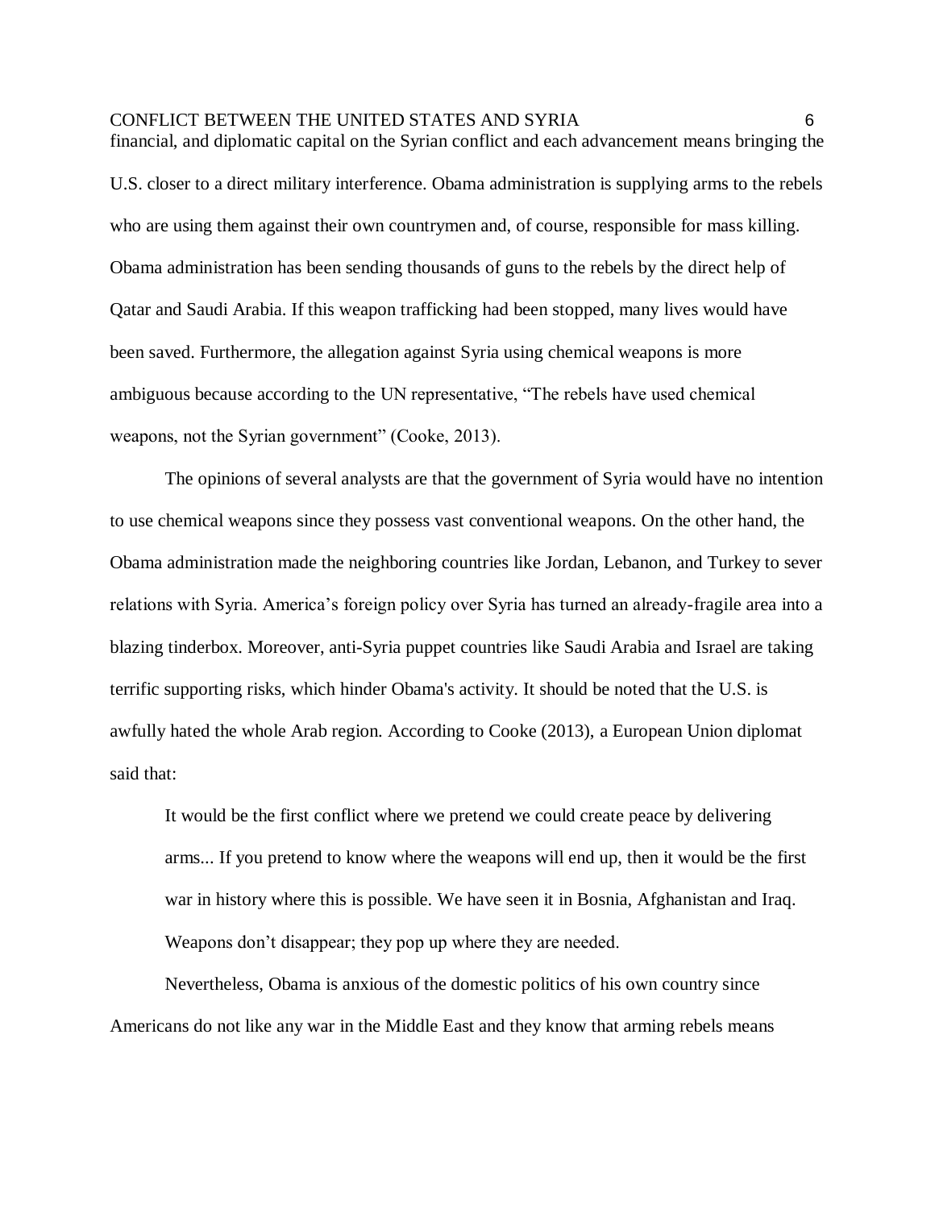financial, and diplomatic capital on the Syrian conflict and each advancement means bringing the U.S. closer to a direct military interference. Obama administration is supplying arms to the rebels who are using them against their own countrymen and, of course, responsible for mass killing. Obama administration has been sending thousands of guns to the rebels by the direct help of Qatar and Saudi Arabia. If this weapon trafficking had been stopped, many lives would have been saved. Furthermore, the allegation against Syria using chemical weapons is more ambiguous because according to the UN representative, "The rebels have used chemical weapons, not the Syrian government" (Cooke, 2013).

The opinions of several analysts are that the government of Syria would have no intention to use chemical weapons since they possess vast conventional weapons. On the other hand, the Obama administration made the neighboring countries like Jordan, Lebanon, and Turkey to sever relations with Syria. America's foreign policy over Syria has turned an already-fragile area into a blazing tinderbox. Moreover, anti-Syria puppet countries like Saudi Arabia and Israel are taking terrific supporting risks, which hinder Obama's activity. It should be noted that the U.S. is awfully hated the whole Arab region. According to Cooke (2013), a European Union diplomat said that:

> It would be the first conflict where we pretend we could create peace by delivering arms... If you pretend to know where the weapons will end up, then it would be the first war in history where this is possible. We have seen it in Bosnia, Afghanistan and Iraq. Weapons don't disappear; they pop up where they are needed.

Nevertheless, Obama is anxious of the domestic politics of his own country since Americans do not like any war in the Middle East and they know that arming rebels means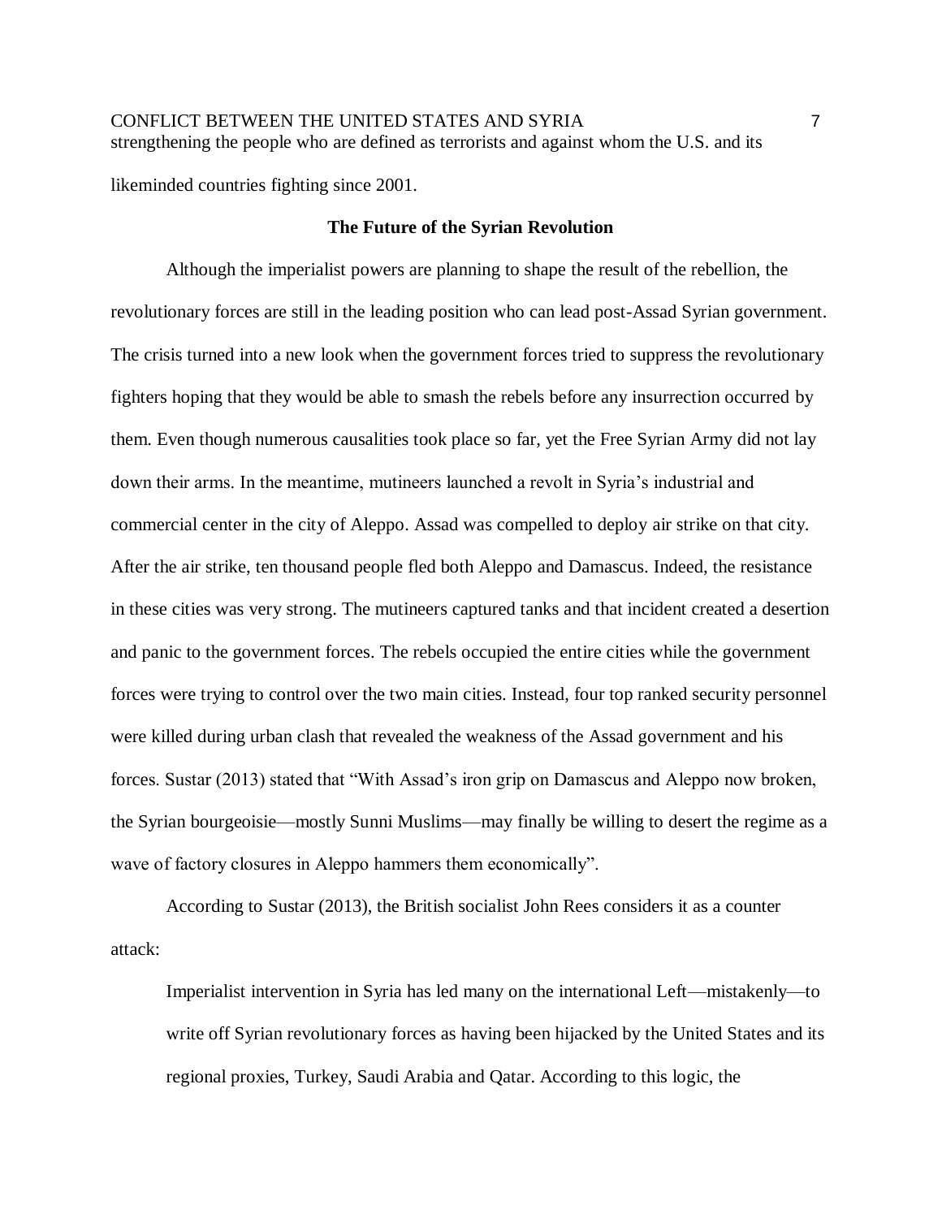strengthening the people who are defined as terrorists and against whom the U.S. and its likeminded countries fighting since 2001.

## The Future of the Syrian Revolution

Although the imperialist powers are planning to shape the result of the rebellion, the revolutionary forces are still in the leading position who can lead post-Assad Syrian government. The crisis turned into a new look when the government forces tried to suppress the revolutionary fighters hoping that they would be able to smash the rebels before any insurrection occurred by them. Even though numerous causalities took place so far, yet the Free Syrian Army did not lay down their arms. In the meantime, mutineers launched a revolt in Syria's industrial and commercial center in the city of Aleppo. Assad was compelled to deploy air strike on that city. After the air strike, ten thousand people fled both Aleppo and Damascus. Indeed, the resistance in these cities was very strong. The mutineers captured tanks and that incident created a desertion and panic to the government forces. The rebels occupied the entire cities while the government forces were trying to control over the two main cities. Instead, four top ranked security personnel were killed during urban clash that revealed the weakness of the Assad government and his forces. Sustar (2013) stated that "With Assad's iron grip on Damascus and Aleppo now broken, the Syrian bourgeoisie—mostly Sunni Muslims—may finally be willing to desert the regime as a wave of factory closures in Aleppo hammers them economically".

According to Sustar (2013), the British socialist John Rees considers it as a counter attack:

> Imperialist intervention in Syria has led many on the international Left—mistakenly—to write off Syrian revolutionary forces as having been hijacked by the United States and its regional proxies, Turkey, Saudi Arabia and Qatar. According to this logic, the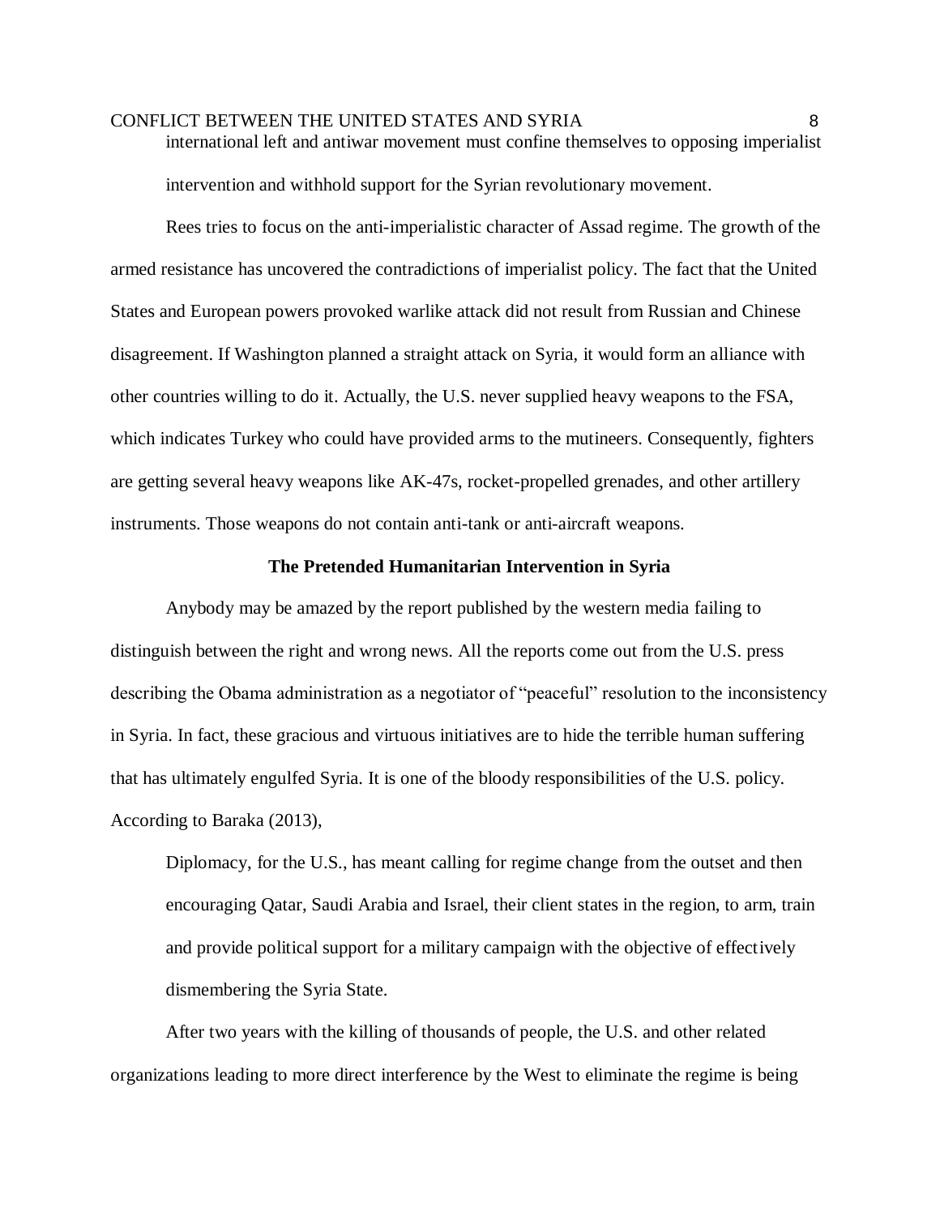international left and antiwar movement must confine themselves to opposing imperialist intervention and withhold support for the Syrian revolutionary movement.

Rees tries to focus on the anti-imperialistic character of Assad regime. The growth of the armed resistance has uncovered the contradictions of imperialist policy. The fact that the United States and European powers provoked warlike attack did not result from Russian and Chinese disagreement. If Washington planned a straight attack on Syria, it would form an alliance with other countries willing to do it. Actually, the U.S. never supplied heavy weapons to the FSA, which indicates Turkey who could have provided arms to the mutineers. Consequently, fighters are getting several heavy weapons like AK-47s, rocket-propelled grenades, and other artillery instruments. Those weapons do not contain anti-tank or anti-aircraft weapons.

## The Pretended Humanitarian Intervention in Syria

Anybody may be amazed by the report published by the western media failing to distinguish between the right and wrong news. All the reports come out from the U.S. press describing the Obama administration as a negotiator of "peaceful" resolution to the inconsistency in Syria. In fact, these gracious and virtuous initiatives are to hide the terrible human suffering that has ultimately engulfed Syria. It is one of the bloody responsibilities of the U.S. policy. According to Baraka (2013),

> Diplomacy, for the U.S., has meant calling for regime change from the outset and then encouraging Qatar, Saudi Arabia and Israel, their client states in the region, to arm, train and provide political support for a military campaign with the objective of effectively dismembering the Syria State.

After two years with the killing of thousands of people, the U.S. and other related organizations leading to more direct interference by the West to eliminate the regime is being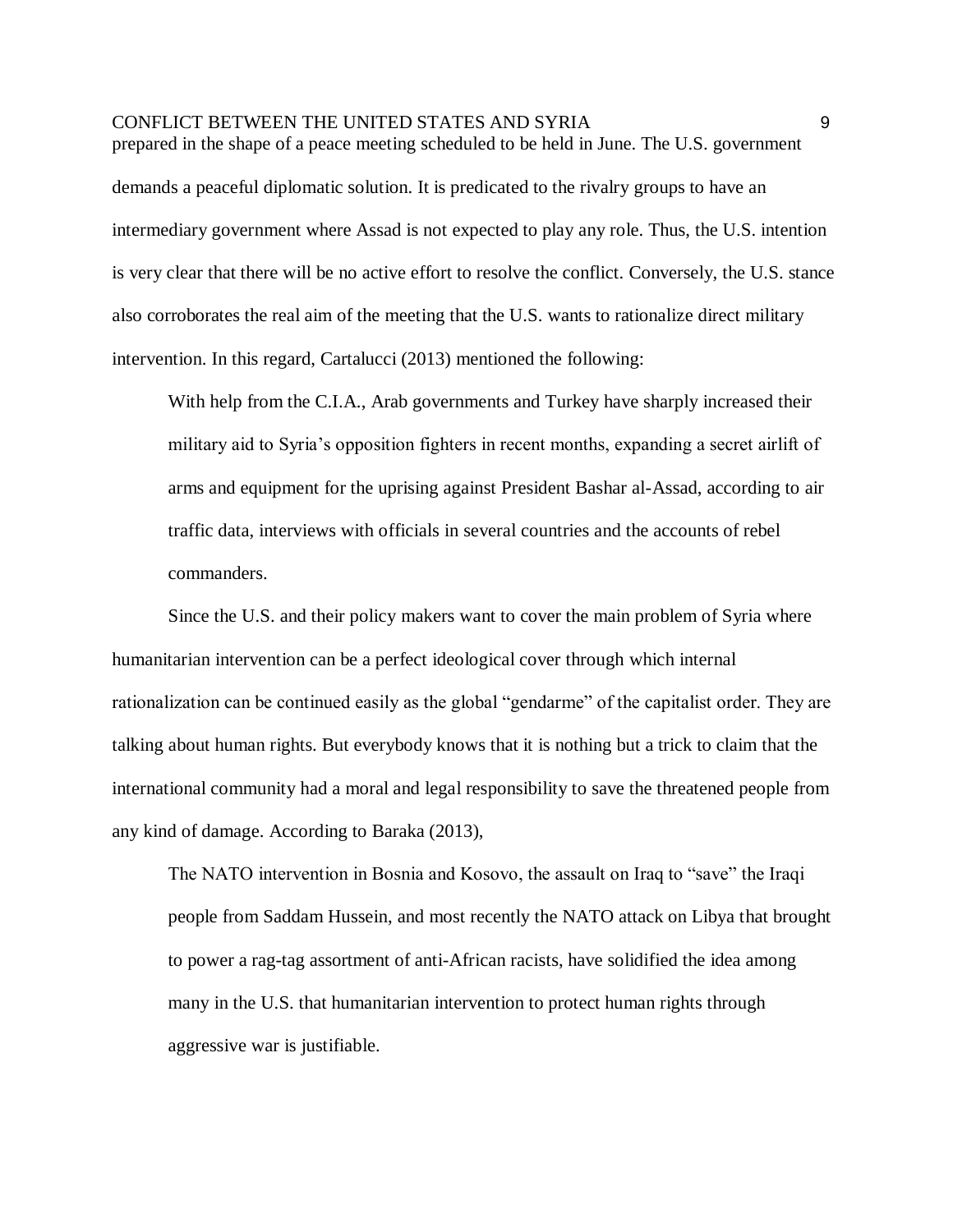prepared in the shape of a peace meeting scheduled to be held in June. The U.S. government demands a peaceful diplomatic solution. It is predicated to the rivalry groups to have an intermediary government where Assad is not expected to play any role. Thus, the U.S. intention is very clear that there will be no active effort to resolve the conflict. Conversely, the U.S. stance also corroborates the real aim of the meeting that the U.S. wants to rationalize direct military intervention. In this regard, Cartalucci (2013) mentioned the following:

> With help from the C.I.A., Arab governments and Turkey have sharply increased their military aid to Syria's opposition fighters in recent months, expanding a secret airlift of arms and equipment for the uprising against President Bashar al-Assad, according to air traffic data, interviews with officials in several countries and the accounts of rebel commanders.

Since the U.S. and their policy makers want to cover the main problem of Syria where humanitarian intervention can be a perfect ideological cover through which internal rationalization can be continued easily as the global "gendarme" of the capitalist order. They are talking about human rights. But everybody knows that it is nothing but a trick to claim that the international community had a moral and legal responsibility to save the threatened people from any kind of damage. According to Baraka (2013),

> The NATO intervention in Bosnia and Kosovo, the assault on Iraq to "save" the Iraqi people from Saddam Hussein, and most recently the NATO attack on Libya that brought to power a rag-tag assortment of anti-African racists, have solidified the idea among many in the U.S. that humanitarian intervention to protect human rights through aggressive war is justifiable.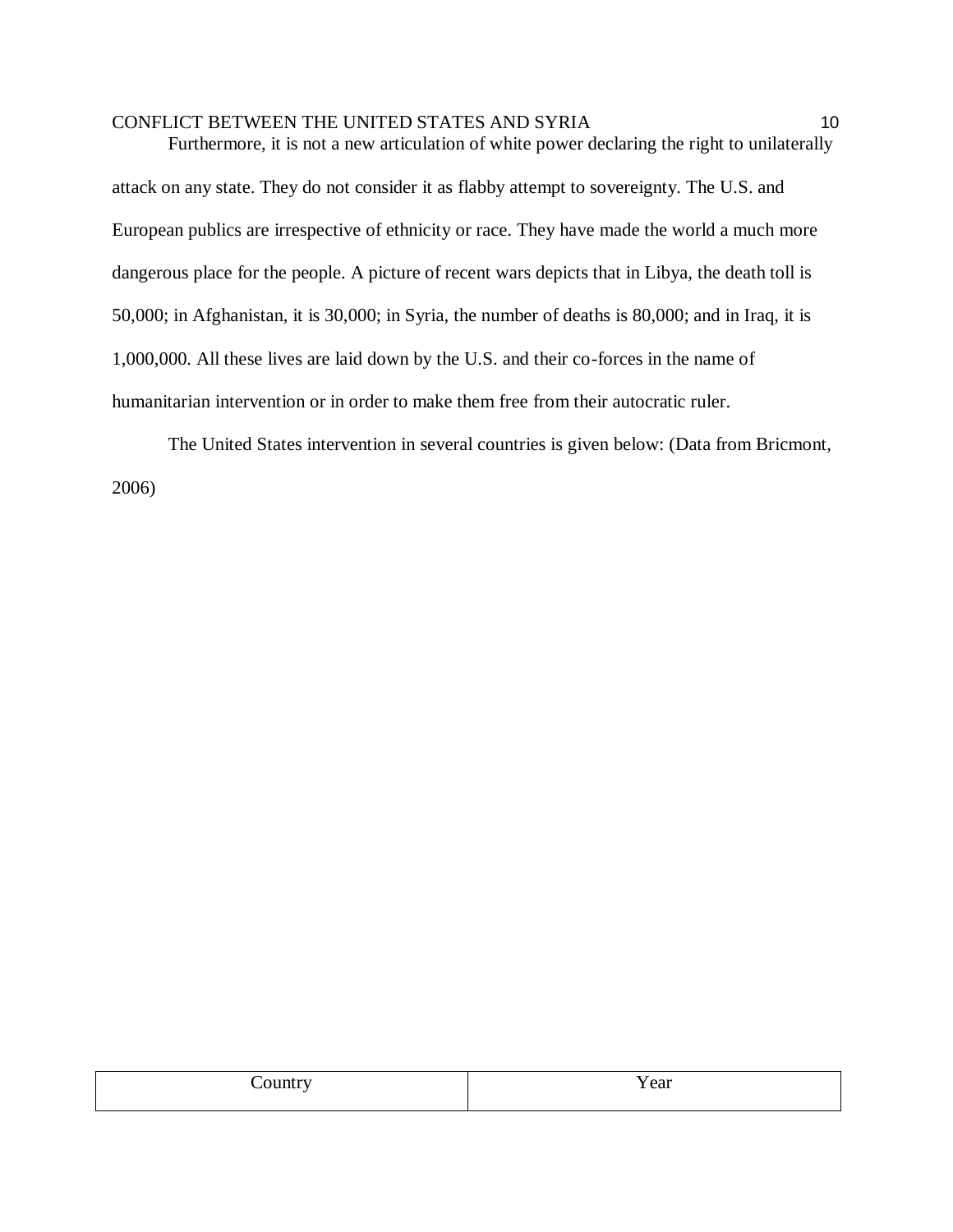Furthermore, it is not a new articulation of white power declaring the right to unilaterally attack on any state. They do not consider it as flabby attempt to sovereignty. The U.S. and European publics are irrespective of ethnicity or race. They have made the world a much more dangerous place for the people. A picture of recent wars depicts that in Libya, the death toll is 50,000; in Afghanistan, it is 30,000; in Syria, the number of deaths is 80,000; and in Iraq, it is 1,000,000. All these lives are laid down by the U.S. and their co-forces in the name of humanitarian intervention or in order to make them free from their autocratic ruler.

The United States intervention in several countries is given below: (Data from Bricmont, 2006)

| Country | Year |
| --- | --- |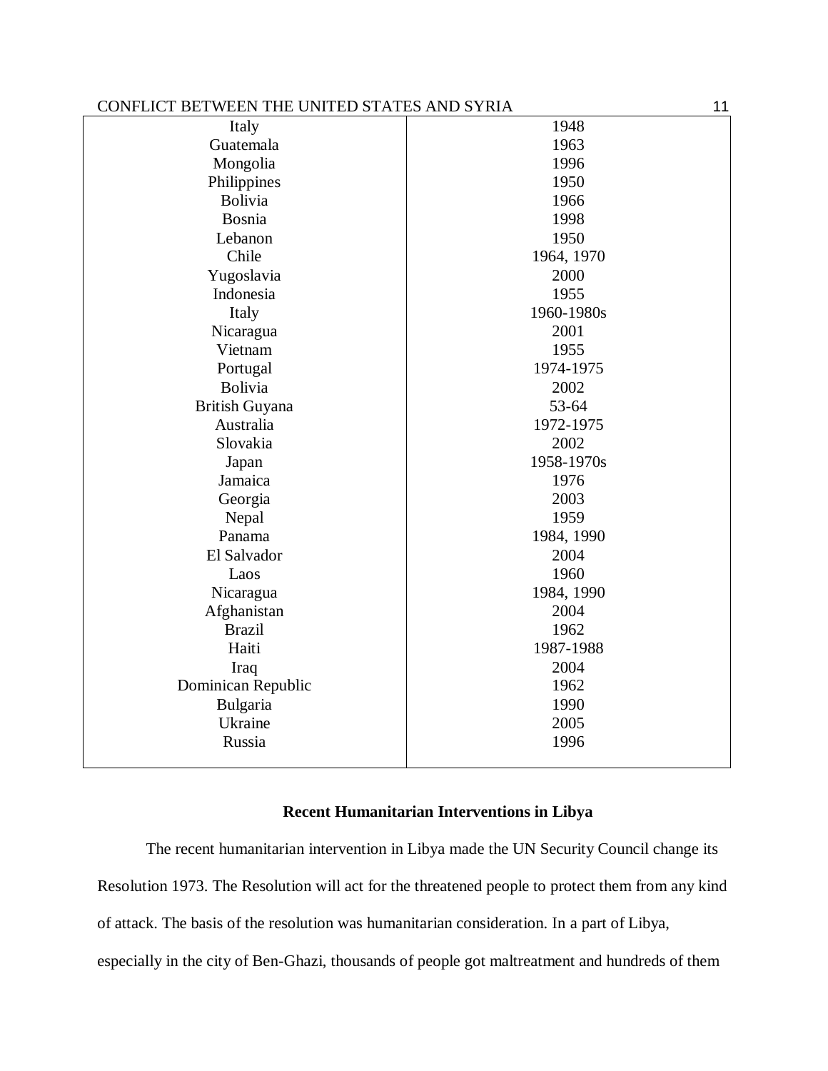| Italy | 1948 |
|---|---|
| Guatemala | 1963 |
| Mongolia | 1996 |
| Philippines | 1950 |
| Bolivia | 1966 |
| Bosnia | 1998 |
| Lebanon | 1950 |
| Chile | 1964, 1970 |
| Yugoslavia | 2000 |
| Indonesia | 1955 |
| Italy | 1960-1980s |
| Nicaragua | 2001 |
| Vietnam | 1955 |
| Portugal | 1974-1975 |
| Bolivia | 2002 |
| British Guyana | 53-64 |
| Australia | 1972-1975 |
| Slovakia | 2002 |
| Japan | 1958-1970s |
| Jamaica | 1976 |
| Georgia | 2003 |
| Nepal | 1959 |
| Panama | 1984, 1990 |
| El Salvador | 2004 |
| Laos | 1960 |
| Nicaragua | 1984, 1990 |
| Afghanistan | 2004 |
| Brazil | 1962 |
| Haiti | 1987-1988 |
| Iraq | 2004 |
| Dominican Republic | 1962 |
| Bulgaria | 1990 |
| Ukraine | 2005 |
| Russia | 1996 |

## Recent Humanitarian Interventions in Libya

The recent humanitarian intervention in Libya made the UN Security Council change its Resolution 1973. The Resolution will act for the threatened people to protect them from any kind of attack. The basis of the resolution was humanitarian consideration. In a part of Libya, especially in the city of Ben-Ghazi, thousands of people got maltreatment and hundreds of them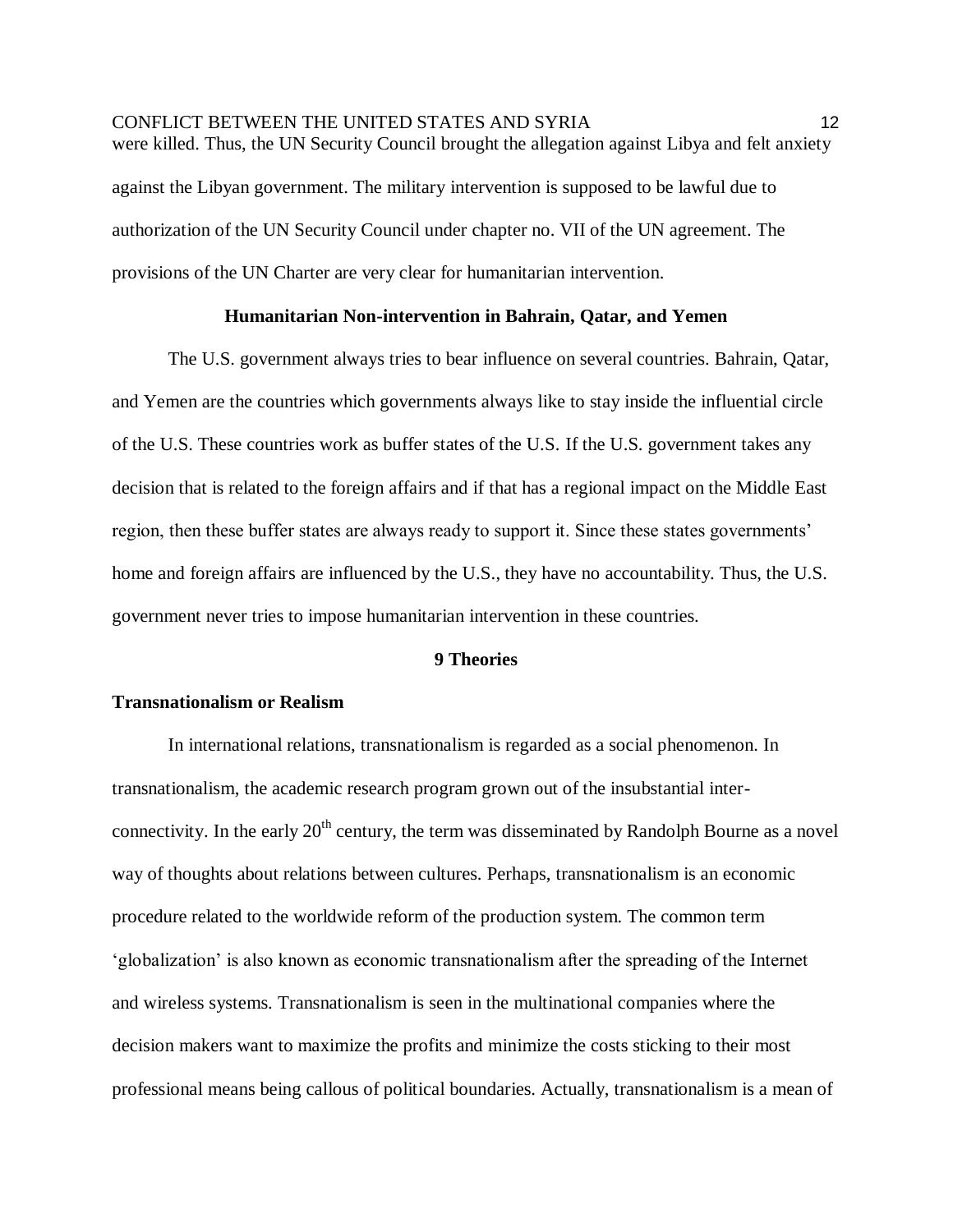were killed. Thus, the UN Security Council brought the allegation against Libya and felt anxiety against the Libyan government. The military intervention is supposed to be lawful due to authorization of the UN Security Council under chapter no. VII of the UN agreement. The provisions of the UN Charter are very clear for humanitarian intervention.

### Humanitarian Non-intervention in Bahrain, Qatar, and Yemen

The U.S. government always tries to bear influence on several countries. Bahrain, Qatar, and Yemen are the countries which governments always like to stay inside the influential circle of the U.S. These countries work as buffer states of the U.S. If the U.S. government takes any decision that is related to the foreign affairs and if that has a regional impact on the Middle East region, then these buffer states are always ready to support it. Since these states governments' home and foreign affairs are influenced by the U.S., they have no accountability. Thus, the U.S. government never tries to impose humanitarian intervention in these countries.

## 9 Theories

### Transnationalism or Realism

In international relations, transnationalism is regarded as a social phenomenon. In transnationalism, the academic research program grown out of the insubstantial inter-connectivity. In the early 20th century, the term was disseminated by Randolph Bourne as a novel way of thoughts about relations between cultures. Perhaps, transnationalism is an economic procedure related to the worldwide reform of the production system. The common term 'globalization' is also known as economic transnationalism after the spreading of the Internet and wireless systems. Transnationalism is seen in the multinational companies where the decision makers want to maximize the profits and minimize the costs sticking to their most professional means being callous of political boundaries. Actually, transnationalism is a mean of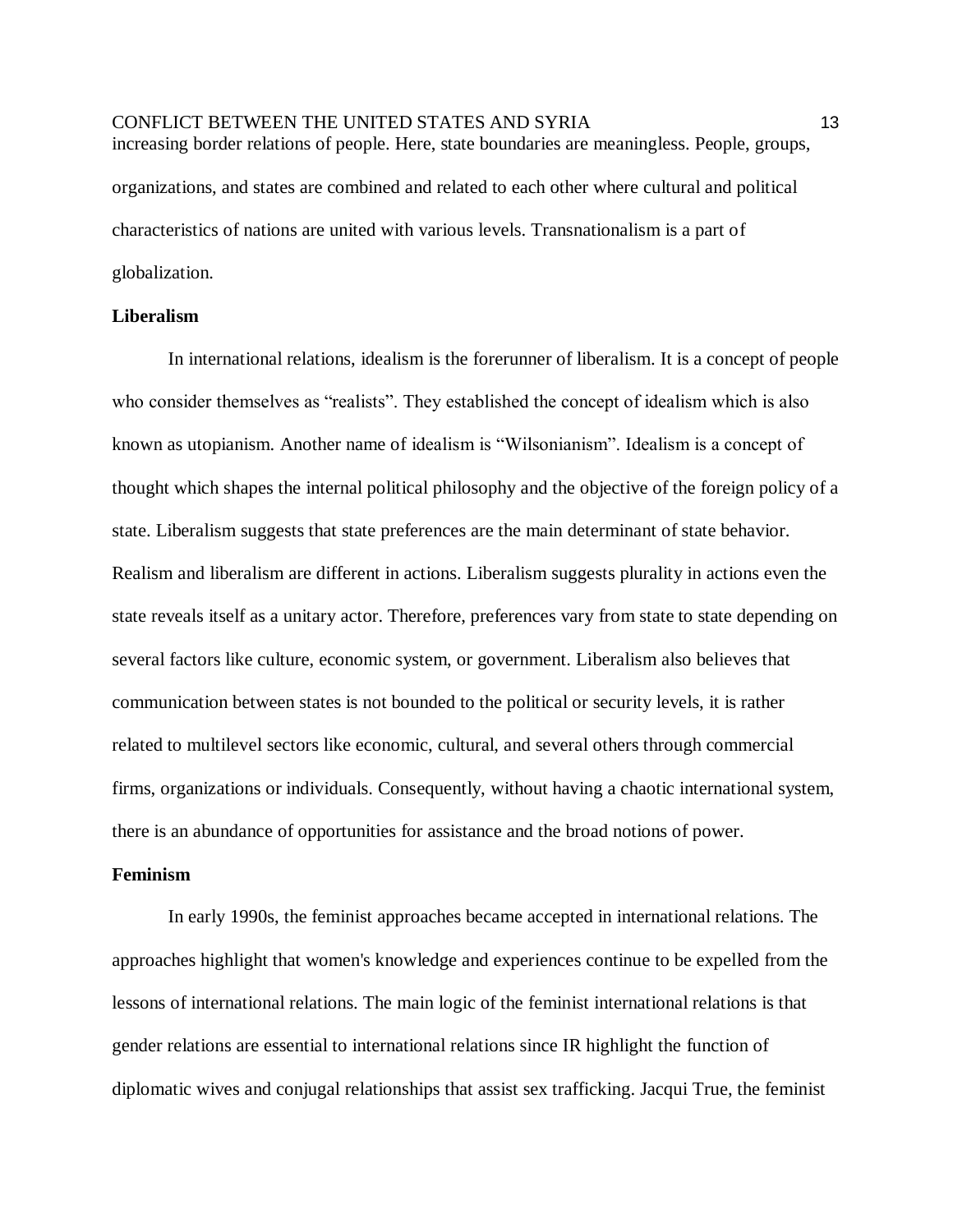increasing border relations of people. Here, state boundaries are meaningless. People, groups, organizations, and states are combined and related to each other where cultural and political characteristics of nations are united with various levels. Transnationalism is a part of globalization.

### Liberalism

In international relations, idealism is the forerunner of liberalism. It is a concept of people who consider themselves as "realists". They established the concept of idealism which is also known as utopianism. Another name of idealism is "Wilsonianism". Idealism is a concept of thought which shapes the internal political philosophy and the objective of the foreign policy of a state. Liberalism suggests that state preferences are the main determinant of state behavior. Realism and liberalism are different in actions. Liberalism suggests plurality in actions even the state reveals itself as a unitary actor. Therefore, preferences vary from state to state depending on several factors like culture, economic system, or government. Liberalism also believes that communication between states is not bounded to the political or security levels, it is rather related to multilevel sectors like economic, cultural, and several others through commercial firms, organizations or individuals. Consequently, without having a chaotic international system, there is an abundance of opportunities for assistance and the broad notions of power.

### Feminism

In early 1990s, the feminist approaches became accepted in international relations. The approaches highlight that women's knowledge and experiences continue to be expelled from the lessons of international relations. The main logic of the feminist international relations is that gender relations are essential to international relations since IR highlight the function of diplomatic wives and conjugal relationships that assist sex trafficking. Jacqui True, the feminist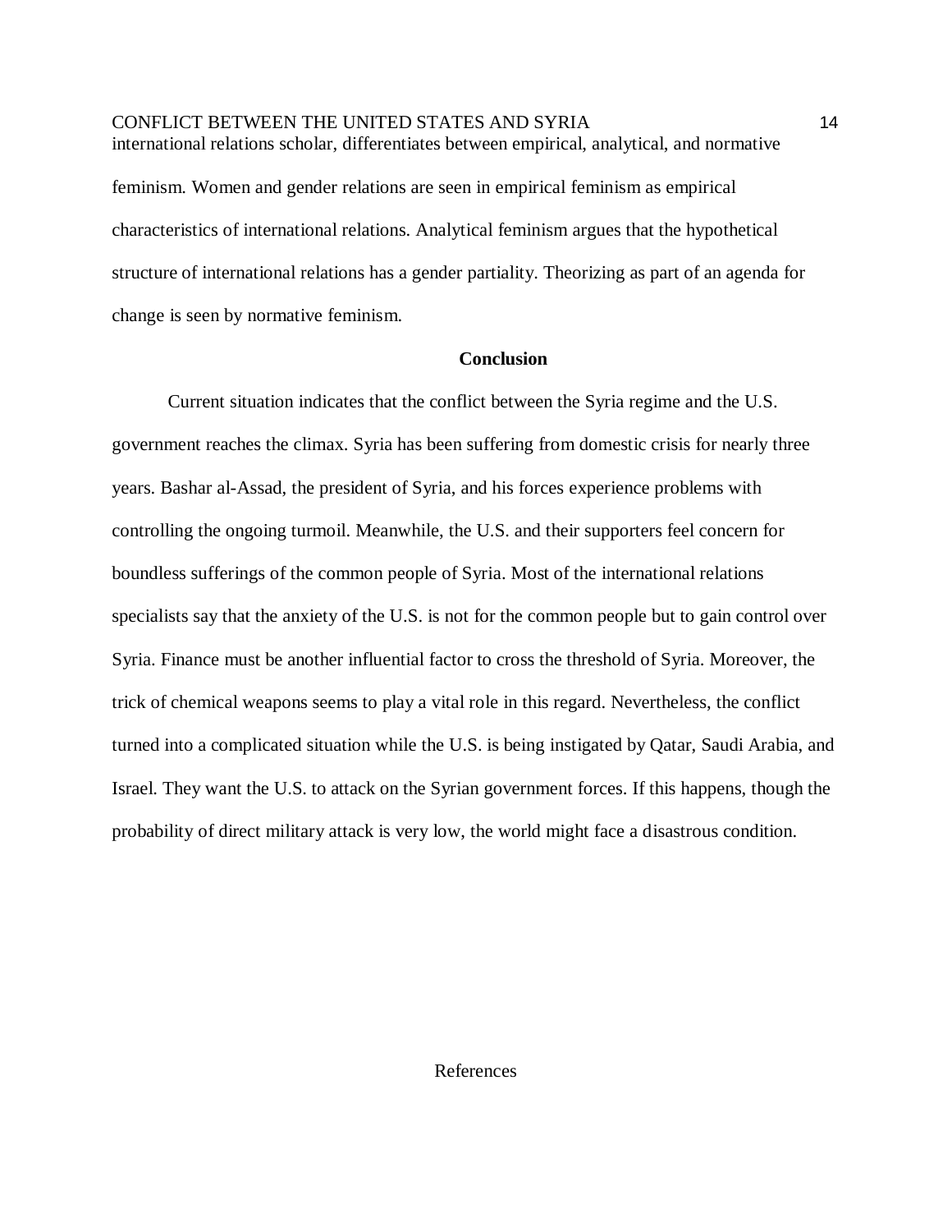international relations scholar, differentiates between empirical, analytical, and normative feminism. Women and gender relations are seen in empirical feminism as empirical characteristics of international relations. Analytical feminism argues that the hypothetical structure of international relations has a gender partiality. Theorizing as part of an agenda for change is seen by normative feminism.

## Conclusion

Current situation indicates that the conflict between the Syria regime and the U.S. government reaches the climax. Syria has been suffering from domestic crisis for nearly three years. Bashar al-Assad, the president of Syria, and his forces experience problems with controlling the ongoing turmoil. Meanwhile, the U.S. and their supporters feel concern for boundless sufferings of the common people of Syria. Most of the international relations specialists say that the anxiety of the U.S. is not for the common people but to gain control over Syria. Finance must be another influential factor to cross the threshold of Syria. Moreover, the trick of chemical weapons seems to play a vital role in this regard. Nevertheless, the conflict turned into a complicated situation while the U.S. is being instigated by Qatar, Saudi Arabia, and Israel. They want the U.S. to attack on the Syrian government forces. If this happens, though the probability of direct military attack is very low, the world might face a disastrous condition.

References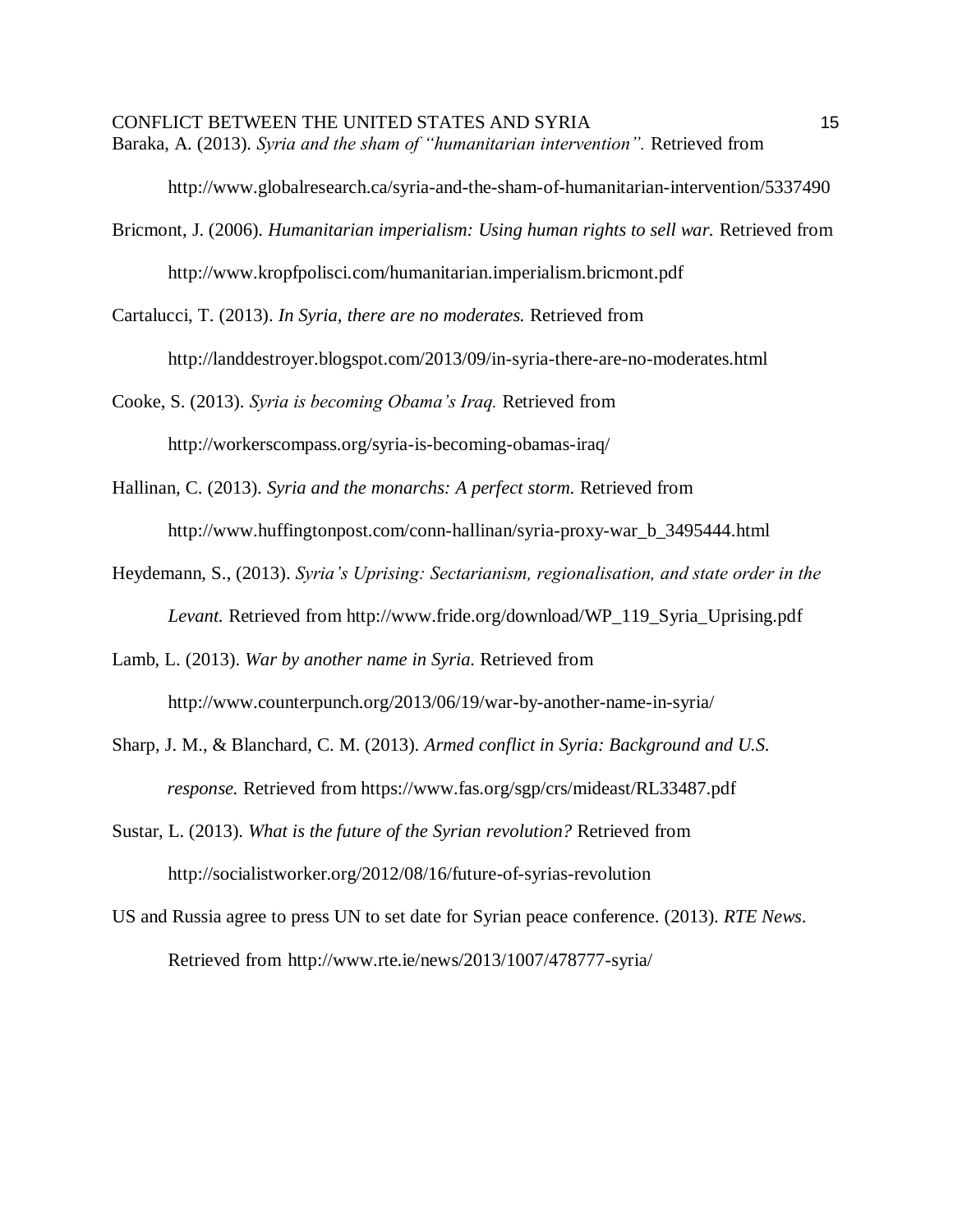Baraka, A. (2013). *Syria and the sham of "humanitarian intervention".* Retrieved from http://www.globalresearch.ca/syria-and-the-sham-of-humanitarian-intervention/5337490

Bricmont, J. (2006). *Humanitarian imperialism: Using human rights to sell war.* Retrieved from http://www.kropfpolisci.com/humanitarian.imperialism.bricmont.pdf

Cartalucci, T. (2013). *In Syria, there are no moderates.* Retrieved from http://landdestroyer.blogspot.com/2013/09/in-syria-there-are-no-moderates.html

Cooke, S. (2013). *Syria is becoming Obama's Iraq.* Retrieved from http://workerscompass.org/syria-is-becoming-obamas-iraq/

Hallinan, C. (2013). *Syria and the monarchs: A perfect storm.* Retrieved from http://www.huffingtonpost.com/conn-hallinan/syria-proxy-war_b_3495444.html

Heydemann, S., (2013). *Syria's Uprising: Sectarianism, regionalisation, and state order in the Levant.* Retrieved from http://www.fride.org/download/WP_119_Syria_Uprising.pdf

Lamb, L. (2013). *War by another name in Syria.* Retrieved from http://www.counterpunch.org/2013/06/19/war-by-another-name-in-syria/

Sharp, J. M., & Blanchard, C. M. (2013). *Armed conflict in Syria: Background and U.S. response.* Retrieved from https://www.fas.org/sgp/crs/mideast/RL33487.pdf

Sustar, L. (2013). *What is the future of the Syrian revolution?* Retrieved from http://socialistworker.org/2012/08/16/future-of-syrias-revolution

US and Russia agree to press UN to set date for Syrian peace conference. (2013). *RTE News.* Retrieved from http://www.rte.ie/news/2013/1007/478777-syria/